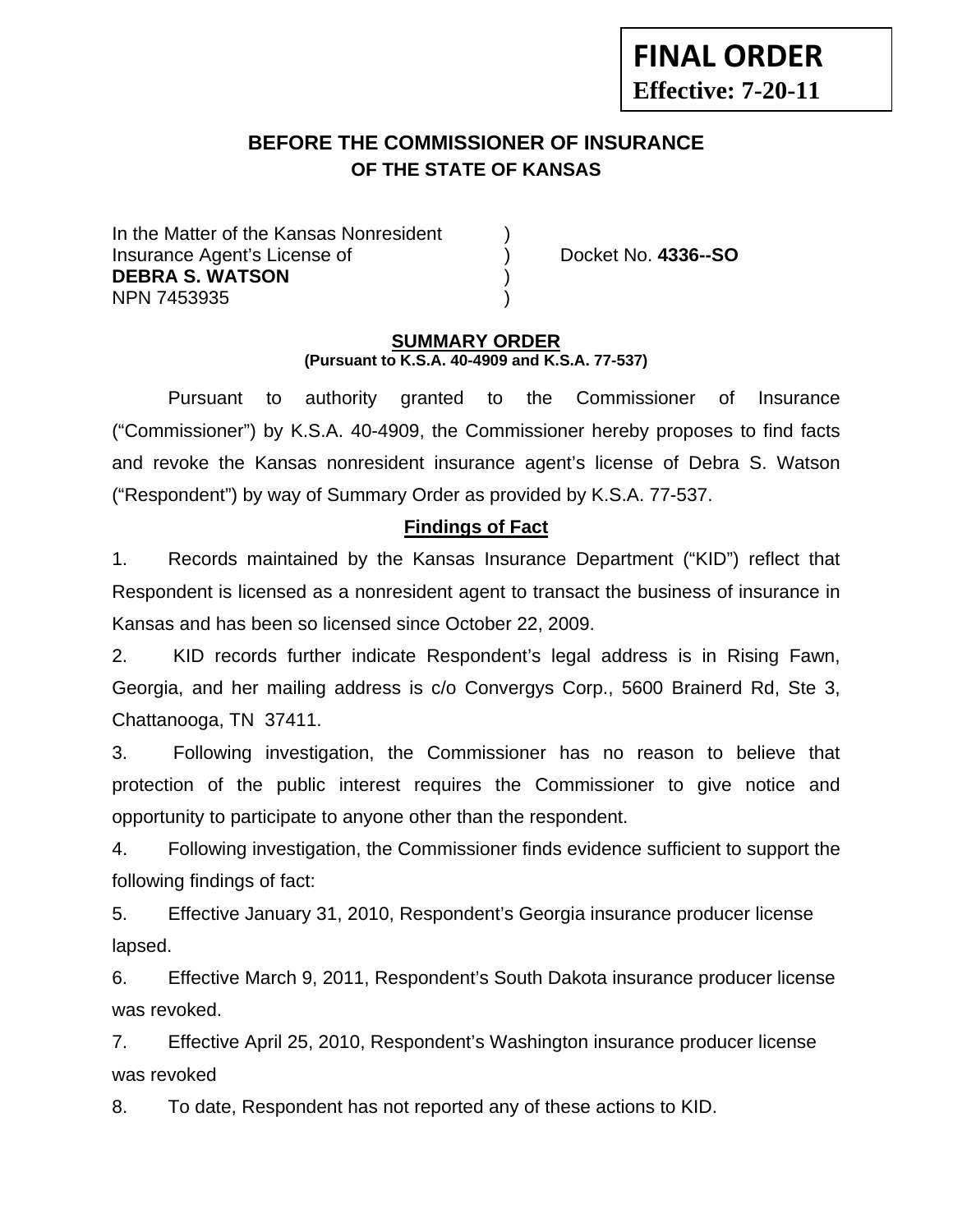**FINAL ORDER**
**Effective: 7-20-11**

## BEFORE THE COMMISSIONER OF INSURANCE
### OF THE STATE OF KANSAS

In the Matter of the Kansas Nonresident )
Insurance Agent's License of ) Docket No. **4336--SO**
**DEBRA S. WATSON** )
NPN 7453935 )

**SUMMARY ORDER**
**(Pursuant to K.S.A. 40-4909 and K.S.A. 77-537)**

Pursuant to authority granted to the Commissioner of Insurance ("Commissioner") by K.S.A. 40-4909, the Commissioner hereby proposes to find facts and revoke the Kansas nonresident insurance agent's license of Debra S. Watson ("Respondent") by way of Summary Order as provided by K.S.A. 77-537.

**Findings of Fact**

1. Records maintained by the Kansas Insurance Department ("KID") reflect that Respondent is licensed as a nonresident agent to transact the business of insurance in Kansas and has been so licensed since October 22, 2009.

2. KID records further indicate Respondent's legal address is in Rising Fawn, Georgia, and her mailing address is c/o Convergys Corp., 5600 Brainerd Rd, Ste 3, Chattanooga, TN 37411.

3. Following investigation, the Commissioner has no reason to believe that protection of the public interest requires the Commissioner to give notice and opportunity to participate to anyone other than the respondent.

4. Following investigation, the Commissioner finds evidence sufficient to support the following findings of fact:

5. Effective January 31, 2010, Respondent's Georgia insurance producer license lapsed.

6. Effective March 9, 2011, Respondent's South Dakota insurance producer license was revoked.

7. Effective April 25, 2010, Respondent's Washington insurance producer license was revoked

8. To date, Respondent has not reported any of these actions to KID.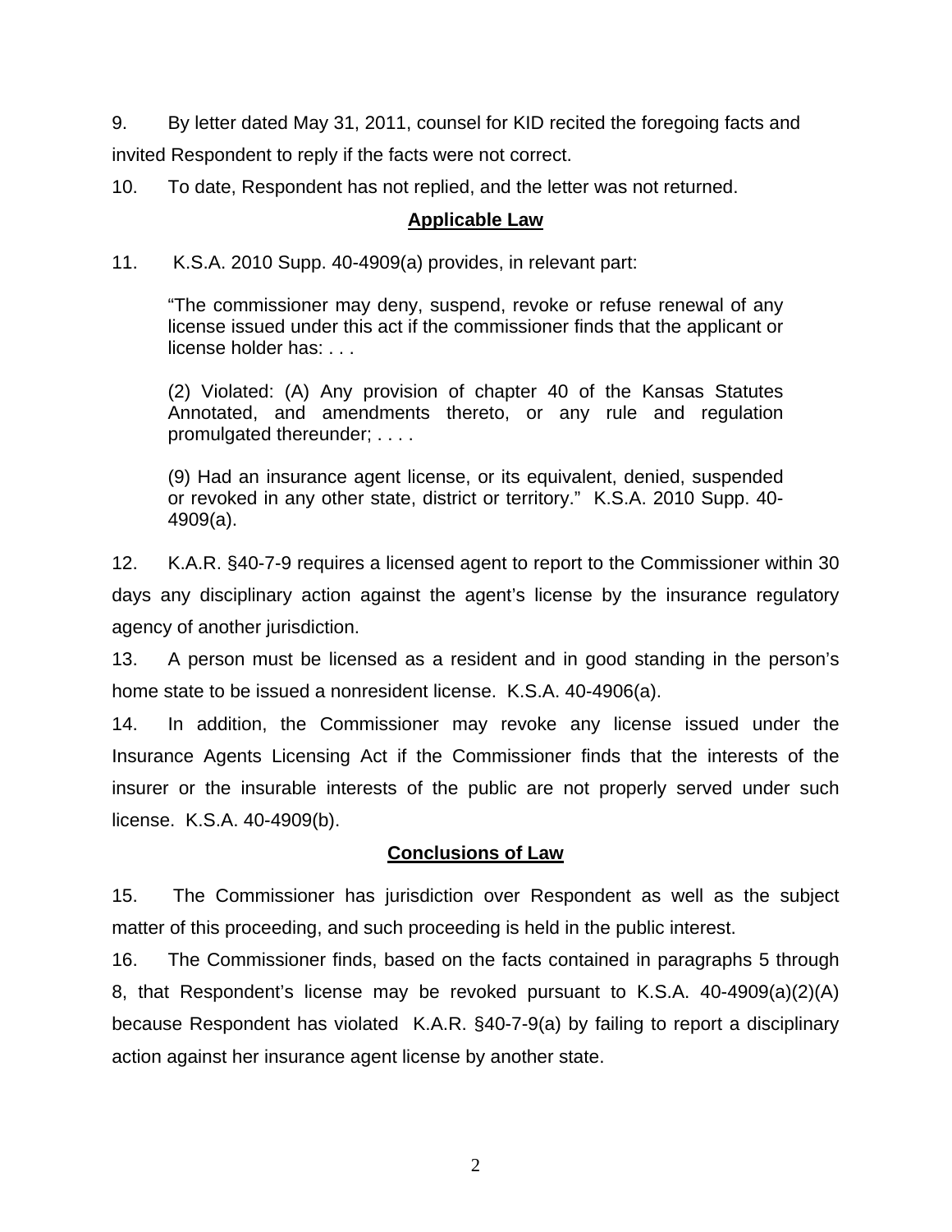9. By letter dated May 31, 2011, counsel for KID recited the foregoing facts and invited Respondent to reply if the facts were not correct.

10. To date, Respondent has not replied, and the letter was not returned.

## **Applicable Law**

11. K.S.A. 2010 Supp. 40-4909(a) provides, in relevant part:

> "The commissioner may deny, suspend, revoke or refuse renewal of any license issued under this act if the commissioner finds that the applicant or license holder has: . . .
>
> (2) Violated: (A) Any provision of chapter 40 of the Kansas Statutes Annotated, and amendments thereto, or any rule and regulation promulgated thereunder; . . . .
>
> (9) Had an insurance agent license, or its equivalent, denied, suspended or revoked in any other state, district or territory." K.S.A. 2010 Supp. 40-4909(a).

12. K.A.R. §40-7-9 requires a licensed agent to report to the Commissioner within 30 days any disciplinary action against the agent's license by the insurance regulatory agency of another jurisdiction.

13. A person must be licensed as a resident and in good standing in the person's home state to be issued a nonresident license. K.S.A. 40-4906(a).

14. In addition, the Commissioner may revoke any license issued under the Insurance Agents Licensing Act if the Commissioner finds that the interests of the insurer or the insurable interests of the public are not properly served under such license. K.S.A. 40-4909(b).

## **Conclusions of Law**

15. The Commissioner has jurisdiction over Respondent as well as the subject matter of this proceeding, and such proceeding is held in the public interest.

16. The Commissioner finds, based on the facts contained in paragraphs 5 through 8, that Respondent's license may be revoked pursuant to K.S.A. 40-4909(a)(2)(A) because Respondent has violated K.A.R. §40-7-9(a) by failing to report a disciplinary action against her insurance agent license by another state.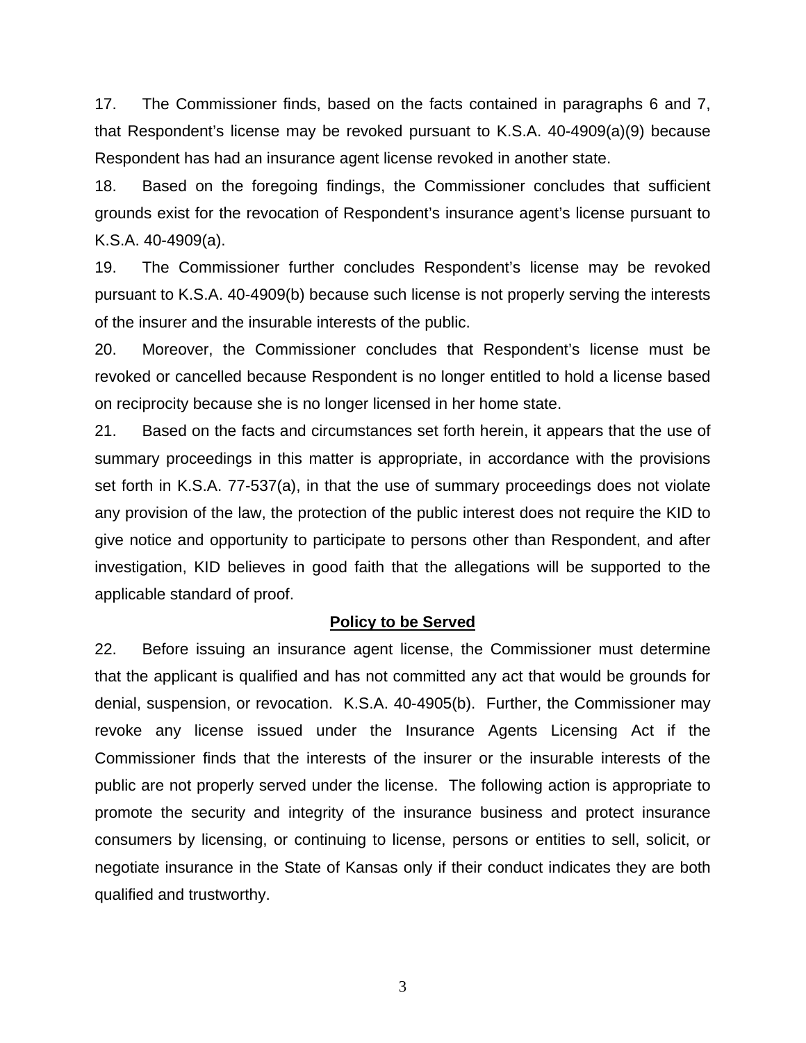17. The Commissioner finds, based on the facts contained in paragraphs 6 and 7, that Respondent's license may be revoked pursuant to K.S.A. 40-4909(a)(9) because Respondent has had an insurance agent license revoked in another state.

18. Based on the foregoing findings, the Commissioner concludes that sufficient grounds exist for the revocation of Respondent's insurance agent's license pursuant to K.S.A. 40-4909(a).

19. The Commissioner further concludes Respondent's license may be revoked pursuant to K.S.A. 40-4909(b) because such license is not properly serving the interests of the insurer and the insurable interests of the public.

20. Moreover, the Commissioner concludes that Respondent's license must be revoked or cancelled because Respondent is no longer entitled to hold a license based on reciprocity because she is no longer licensed in her home state.

21. Based on the facts and circumstances set forth herein, it appears that the use of summary proceedings in this matter is appropriate, in accordance with the provisions set forth in K.S.A. 77-537(a), in that the use of summary proceedings does not violate any provision of the law, the protection of the public interest does not require the KID to give notice and opportunity to participate to persons other than Respondent, and after investigation, KID believes in good faith that the allegations will be supported to the applicable standard of proof.

## Policy to be Served

22. Before issuing an insurance agent license, the Commissioner must determine that the applicant is qualified and has not committed any act that would be grounds for denial, suspension, or revocation. K.S.A. 40-4905(b). Further, the Commissioner may revoke any license issued under the Insurance Agents Licensing Act if the Commissioner finds that the interests of the insurer or the insurable interests of the public are not properly served under the license. The following action is appropriate to promote the security and integrity of the insurance business and protect insurance consumers by licensing, or continuing to license, persons or entities to sell, solicit, or negotiate insurance in the State of Kansas only if their conduct indicates they are both qualified and trustworthy.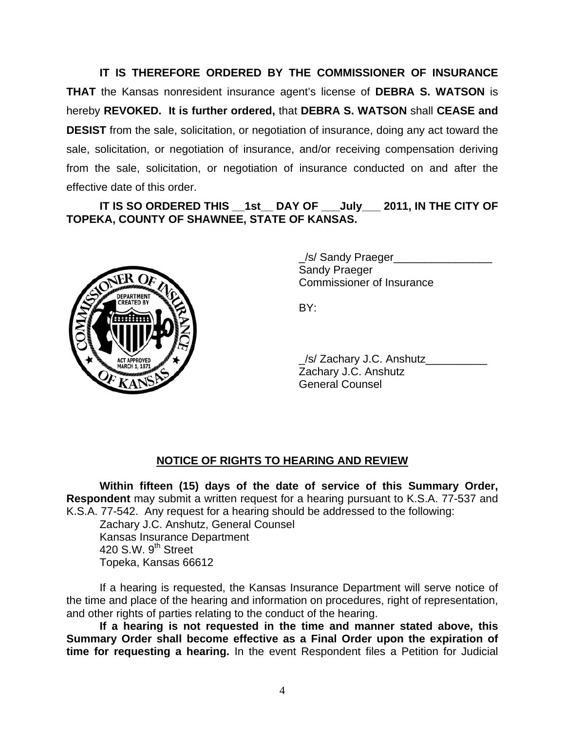**IT IS THEREFORE ORDERED BY THE COMMISSIONER OF INSURANCE THAT** the Kansas nonresident insurance agent's license of **DEBRA S. WATSON** is hereby **REVOKED. It is further ordered,** that **DEBRA S. WATSON** shall **CEASE and DESIST** from the sale, solicitation, or negotiation of insurance, doing any act toward the sale, solicitation, or negotiation of insurance, and/or receiving compensation deriving from the sale, solicitation, or negotiation of insurance conducted on and after the effective date of this order.

**IT IS SO ORDERED THIS __1st__ DAY OF ___July___ 2011, IN THE CITY OF TOPEKA, COUNTY OF SHAWNEE, STATE OF KANSAS.**

_/s/ Sandy Praeger________________
Sandy Praeger
Commissioner of Insurance

BY:

_/s/ Zachary J.C. Anshutz__________
Zachary J.C. Anshutz
General Counsel

## NOTICE OF RIGHTS TO HEARING AND REVIEW

**Within fifteen (15) days of the date of service of this Summary Order, Respondent** may submit a written request for a hearing pursuant to K.S.A. 77-537 and K.S.A. 77-542. Any request for a hearing should be addressed to the following:

Zachary J.C. Anshutz, General Counsel
Kansas Insurance Department
420 S.W. 9th Street
Topeka, Kansas 66612

If a hearing is requested, the Kansas Insurance Department will serve notice of the time and place of the hearing and information on procedures, right of representation, and other rights of parties relating to the conduct of the hearing.

**If a hearing is not requested in the time and manner stated above, this Summary Order shall become effective as a Final Order upon the expiration of time for requesting a hearing.** In the event Respondent files a Petition for Judicial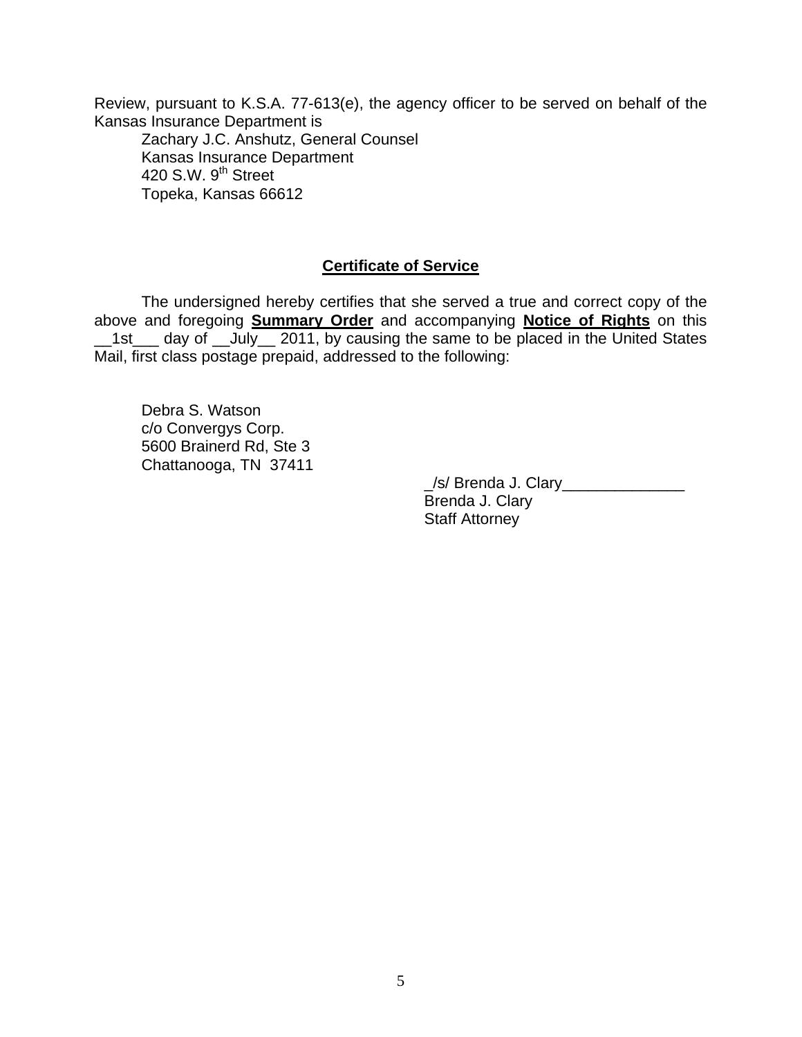Review, pursuant to K.S.A. 77-613(e), the agency officer to be served on behalf of the Kansas Insurance Department is

Zachary J.C. Anshutz, General Counsel
Kansas Insurance Department
420 S.W. 9th Street
Topeka, Kansas 66612

## **Certificate of Service**

The undersigned hereby certifies that she served a true and correct copy of the above and foregoing **Summary Order** and accompanying **Notice of Rights** on this __1st___ day of __July__ 2011, by causing the same to be placed in the United States Mail, first class postage prepaid, addressed to the following:

Debra S. Watson
c/o Convergys Corp.
5600 Brainerd Rd, Ste 3
Chattanooga, TN 37411

_/s/ Brenda J. Clary______________
Brenda J. Clary
Staff Attorney